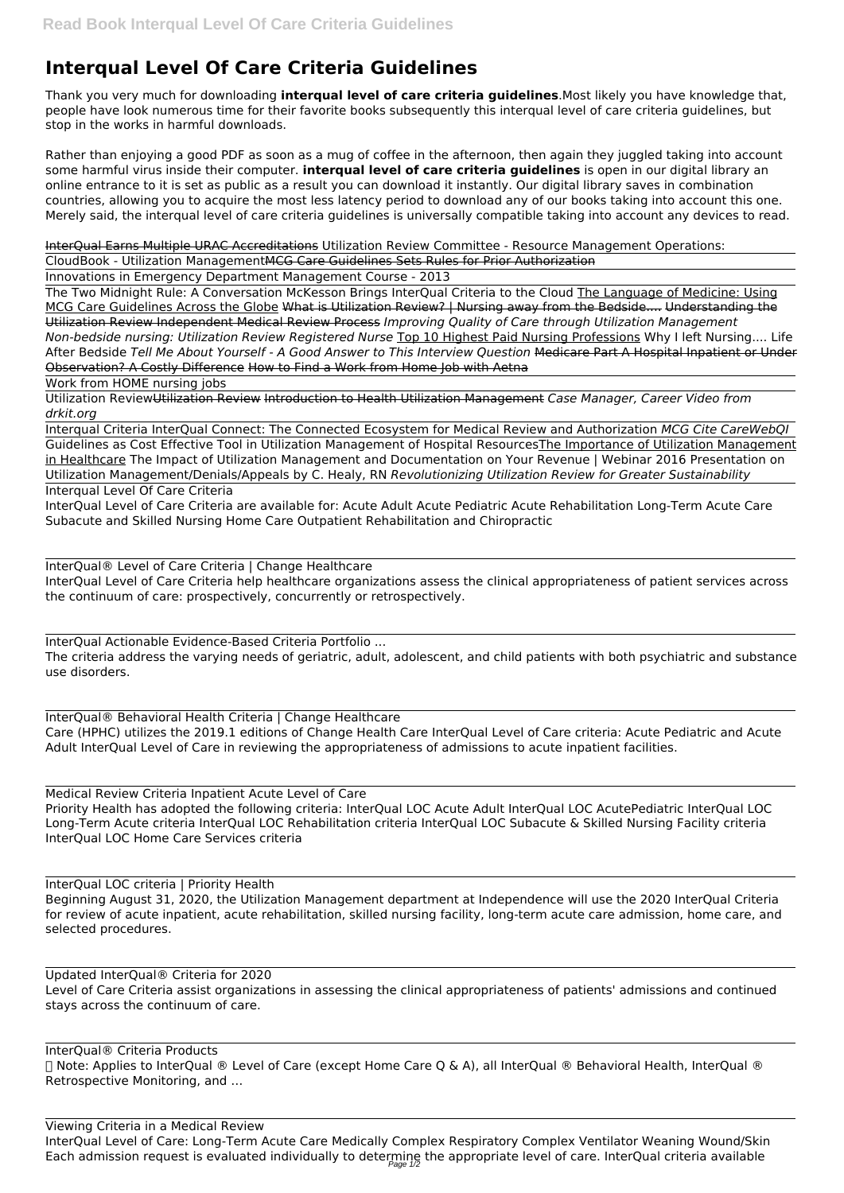# Interqual Level Of Care Criteria Guidelines

Thank you very much for downloading **interqual level of care criteria guidelines**.Most likely you have knowledge that, people have look numerous time for their favorite books subsequently this interqual level of care criteria guidelines, but stop in the works in harmful downloads.

Rather than enjoying a good PDF as soon as a mug of coffee in the afternoon, then again they juggled taking into account some harmful virus inside their computer. **interqual level of care criteria guidelines** is open in our digital library an online entrance to it is set as public as a result you can download it instantly. Our digital library saves in combination countries, allowing you to acquire the most less latency period to download any of our books taking into account this one. Merely said, the interqual level of care criteria guidelines is universally compatible taking into account any devices to read.

~~InterQual Earns Multiple URAC Accreditations~~ Utilization Review Committee - Resource Management Operations:

CloudBook - Utilization Management~~MCG Care Guidelines Sets Rules for Prior Authorization~~

Innovations in Emergency Department Management Course - 2013

The Two Midnight Rule: A Conversation McKesson Brings InterQual Criteria to the Cloud The Language of Medicine: Using MCG Care Guidelines Across the Globe ~~What is Utilization Review? | Nursing away from the Bedside.... Understanding the Utilization Review Independent Medical Review Process~~ *Improving Quality of Care through Utilization Management Non-bedside nursing: Utilization Review Registered Nurse* Top 10 Highest Paid Nursing Professions Why I left Nursing.... Life After Bedside *Tell Me About Yourself - A Good Answer to This Interview Question* ~~Medicare Part A Hospital Inpatient or Under Observation? A Costly Difference~~ How to Find a Work from Home Job with Aetna

Work from HOME nursing jobs

Utilization Review~~Utilization Review Introduction to Health Utilization Management~~ *Case Manager, Career Video from drkit.org*

Interqual Criteria InterQual Connect: The Connected Ecosystem for Medical Review and Authorization *MCG Cite CareWebQI* Guidelines as Cost Effective Tool in Utilization Management of Hospital Resources The Importance of Utilization Management in Healthcare The Impact of Utilization Management and Documentation on Your Revenue | Webinar 2016 Presentation on Utilization Management/Denials/Appeals by C. Healy, RN *Revolutionizing Utilization Review for Greater Sustainability*

Interqual Level Of Care Criteria

InterQual Level of Care Criteria are available for: Acute Adult Acute Pediatric Acute Rehabilitation Long-Term Acute Care Subacute and Skilled Nursing Home Care Outpatient Rehabilitation and Chiropractic

InterQual® Level of Care Criteria | Change Healthcare

InterQual Level of Care Criteria help healthcare organizations assess the clinical appropriateness of patient services across the continuum of care: prospectively, concurrently or retrospectively.

InterQual Actionable Evidence-Based Criteria Portfolio ...

The criteria address the varying needs of geriatric, adult, adolescent, and child patients with both psychiatric and substance use disorders.

InterQual® Behavioral Health Criteria | Change Healthcare

Care (HPHC) utilizes the 2019.1 editions of Change Health Care InterQual Level of Care criteria: Acute Pediatric and Acute Adult InterQual Level of Care in reviewing the appropriateness of admissions to acute inpatient facilities.

Medical Review Criteria Inpatient Acute Level of Care

Priority Health has adopted the following criteria: InterQual LOC Acute Adult InterQual LOC AcutePediatric InterQual LOC Long-Term Acute criteria InterQual LOC Rehabilitation criteria InterQual LOC Subacute & Skilled Nursing Facility criteria InterQual LOC Home Care Services criteria

InterQual LOC criteria | Priority Health

Beginning August 31, 2020, the Utilization Management department at Independence will use the 2020 InterQual Criteria for review of acute inpatient, acute rehabilitation, skilled nursing facility, long-term acute care admission, home care, and selected procedures.

Updated InterQual® Criteria for 2020

Level of Care Criteria assist organizations in assessing the clinical appropriateness of patients' admissions and continued stays across the continuum of care.

InterQual® Criteria Products

 Note: Applies to InterQual ® Level of Care (except Home Care Q & A), all InterQual ® Behavioral Health, InterQual ® Retrospective Monitoring, and ...

Viewing Criteria in a Medical Review

InterQual Level of Care: Long-Term Acute Care Medically Complex Respiratory Complex Ventilator Weaning Wound/Skin Each admission request is evaluated individually to determine the appropriate level of care. InterQual criteria available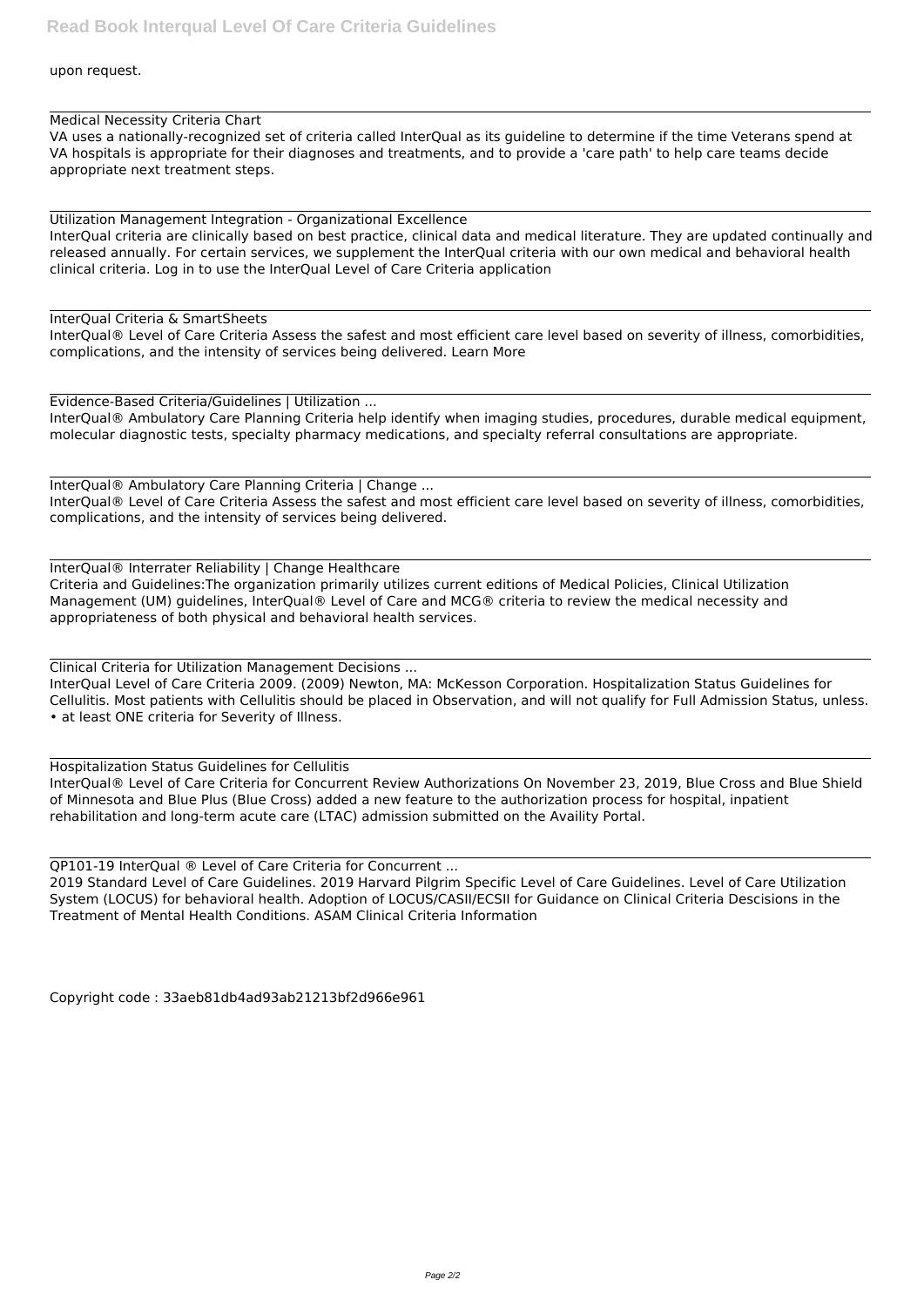upon request.

Medical Necessity Criteria Chart

VA uses a nationally-recognized set of criteria called InterQual as its guideline to determine if the time Veterans spend at VA hospitals is appropriate for their diagnoses and treatments, and to provide a 'care path' to help care teams decide appropriate next treatment steps.

Utilization Management Integration - Organizational Excellence

InterQual criteria are clinically based on best practice, clinical data and medical literature. They are updated continually and released annually. For certain services, we supplement the InterQual criteria with our own medical and behavioral health clinical criteria. Log in to use the InterQual Level of Care Criteria application

InterQual Criteria & SmartSheets

InterQual® Level of Care Criteria Assess the safest and most efficient care level based on severity of illness, comorbidities, complications, and the intensity of services being delivered. Learn More

Evidence-Based Criteria/Guidelines | Utilization ...

InterQual® Ambulatory Care Planning Criteria help identify when imaging studies, procedures, durable medical equipment, molecular diagnostic tests, specialty pharmacy medications, and specialty referral consultations are appropriate.

InterQual® Ambulatory Care Planning Criteria | Change ...

InterQual® Level of Care Criteria Assess the safest and most efficient care level based on severity of illness, comorbidities, complications, and the intensity of services being delivered.

InterQual® Interrater Reliability | Change Healthcare

Criteria and Guidelines:The organization primarily utilizes current editions of Medical Policies, Clinical Utilization Management (UM) guidelines, InterQual® Level of Care and MCG® criteria to review the medical necessity and appropriateness of both physical and behavioral health services.

Clinical Criteria for Utilization Management Decisions ...

InterQual Level of Care Criteria 2009. (2009) Newton, MA: McKesson Corporation. Hospitalization Status Guidelines for Cellulitis. Most patients with Cellulitis should be placed in Observation, and will not qualify for Full Admission Status, unless.
• at least ONE criteria for Severity of Illness.

Hospitalization Status Guidelines for Cellulitis

InterQual® Level of Care Criteria for Concurrent Review Authorizations On November 23, 2019, Blue Cross and Blue Shield of Minnesota and Blue Plus (Blue Cross) added a new feature to the authorization process for hospital, inpatient rehabilitation and long-term acute care (LTAC) admission submitted on the Availity Portal.

QP101-19 InterQual ® Level of Care Criteria for Concurrent ...

2019 Standard Level of Care Guidelines. 2019 Harvard Pilgrim Specific Level of Care Guidelines. Level of Care Utilization System (LOCUS) for behavioral health. Adoption of LOCUS/CASII/ECSII for Guidance on Clinical Criteria Descisions in the Treatment of Mental Health Conditions. ASAM Clinical Criteria Information

Copyright code : 33aeb81db4ad93ab21213bf2d966e961